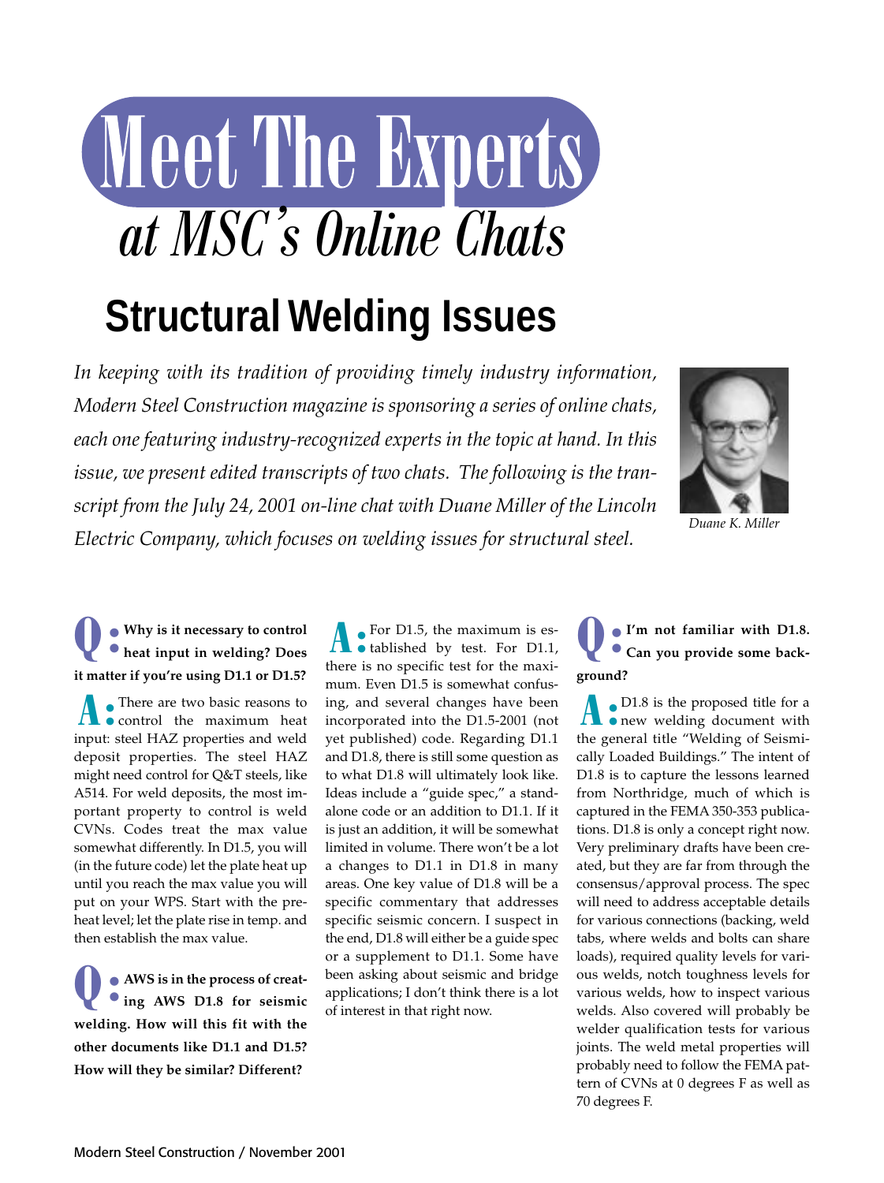# Meet The Experts at MSC's Online Chats

## Structural Welding Issues

*In keeping with its tradition of providing timely industry information, Modern Steel Construction magazine is sponsoring a series of online chats, each one featuring industry-recognized experts in the topic at hand. In this issue, we present edited transcripts of two chats. The following is the transcript from the July 24, 2001 on-line chat with Duane Miller of the Lincoln Electric Company, which focuses on welding issues for structural steel.*

*Duane K. Miller*

**Q: Why is it necessary to control heat input in welding? Does it matter if you're using D1.1 or D1.5?**

**A:** There are two basic reasons to control the maximum heat input: steel HAZ properties and weld deposit properties. The steel HAZ might need control for Q&T steels, like A514. For weld deposits, the most important property to control is weld CVNs. Codes treat the max value somewhat differently. In D1.5, you will (in the future code) let the plate heat up until you reach the max value you will put on your WPS. Start with the preheat level; let the plate rise in temp. and then establish the max value.

**Q: AWS is in the process of creating AWS D1.8 for seismic welding. How will this fit with the other documents like D1.1 and D1.5? How will they be similar? Different?**

**A:** For D1.5, the maximum is established by test. For D1.1, there is no specific test for the maximum. Even D1.5 is somewhat confusing, and several changes have been incorporated into the D1.5-2001 (not yet published) code. Regarding D1.1 and D1.8, there is still some question as to what D1.8 will ultimately look like. Ideas include a "guide spec," a standalone code or an addition to D1.1. If it is just an addition, it will be somewhat limited in volume. There won't be a lot a changes to D1.1 in D1.8 in many areas. One key value of D1.8 will be a specific commentary that addresses specific seismic concern. I suspect in the end, D1.8 will either be a guide spec or a supplement to D1.1. Some have been asking about seismic and bridge applications; I don't think there is a lot of interest in that right now.

**Q: I'm not familiar with D1.8. Can you provide some background?**

**A:** D1.8 is the proposed title for a new welding document with the general title "Welding of Seismically Loaded Buildings." The intent of D1.8 is to capture the lessons learned from Northridge, much of which is captured in the FEMA 350-353 publications. D1.8 is only a concept right now. Very preliminary drafts have been created, but they are far from through the consensus/approval process. The spec will need to address acceptable details for various connections (backing, weld tabs, where welds and bolts can share loads), required quality levels for various welds, notch toughness levels for various welds, how to inspect various welds. Also covered will probably be welder qualification tests for various joints. The weld metal properties will probably need to follow the FEMA pattern of CVNs at 0 degrees F as well as 70 degrees F.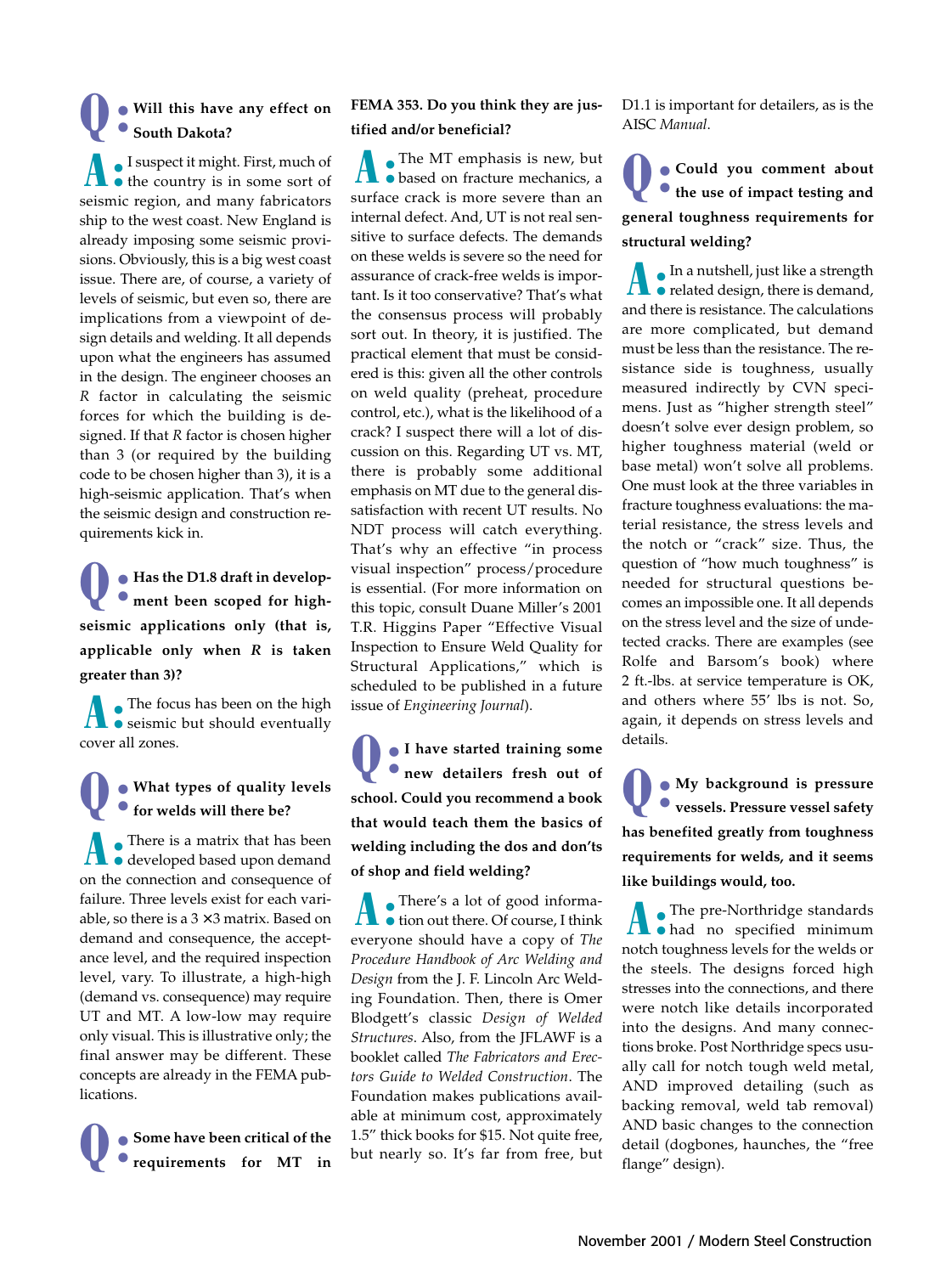**Q. Will this have any effect on South Dakota?**

**A.** I suspect it might. First, much of the country is in some sort of seismic region, and many fabricators ship to the west coast. New England is already imposing some seismic provisions. Obviously, this is a big west coast issue. There are, of course, a variety of levels of seismic, but even so, there are implications from a viewpoint of design details and welding. It all depends upon what the engineers has assumed in the design. The engineer chooses an *R* factor in calculating the seismic forces for which the building is designed. If that *R* factor is chosen higher than 3 (or required by the building code to be chosen higher than 3), it is a high-seismic application. That's when the seismic design and construction requirements kick in.

**Q. Has the D1.8 draft in development been scoped for high-seismic applications only (that is, applicable only when *R* is taken greater than 3)?**

**A.** The focus has been on the high seismic but should eventually cover all zones.

**Q. What types of quality levels for welds will there be?**

**A.** There is a matrix that has been developed based upon demand on the connection and consequence of failure. Three levels exist for each variable, so there is a 3 × 3 matrix. Based on demand and consequence, the acceptance level, and the required inspection level, vary. To illustrate, a high-high (demand vs. consequence) may require UT and MT. A low-low may require only visual. This is illustrative only; the final answer may be different. These concepts are already in the FEMA publications.

**Q. Some have been critical of the requirements for MT in FEMA 353. Do you think they are justified and/or beneficial?**

**A.** The MT emphasis is new, but based on fracture mechanics, a surface crack is more severe than an internal defect. And, UT is not real sensitive to surface defects. The demands on these welds is severe so the need for assurance of crack-free welds is important. Is it too conservative? That's what the consensus process will probably sort out. In theory, it is justified. The practical element that must be considered is this: given all the other controls on weld quality (preheat, procedure control, etc.), what is the likelihood of a crack? I suspect there will a lot of discussion on this. Regarding UT vs. MT, there is probably some additional emphasis on MT due to the general dissatisfaction with recent UT results. No NDT process will catch everything. That's why an effective "in process visual inspection" process/procedure is essential. (For more information on this topic, consult Duane Miller's 2001 T.R. Higgins Paper "Effective Visual Inspection to Ensure Weld Quality for Structural Applications," which is scheduled to be published in a future issue of *Engineering Journal*).

**Q. I have started training some new detailers fresh out of school. Could you recommend a book that would teach them the basics of welding including the dos and don'ts of shop and field welding?**

**A.** There's a lot of good information out there. Of course, I think everyone should have a copy of *The Procedure Handbook of Arc Welding and Design* from the J. F. Lincoln Arc Welding Foundation. Then, there is Omer Blodgett's classic *Design of Welded Structures*. Also, from the JFLAWF is a booklet called *The Fabricators and Erectors Guide to Welded Construction*. The Foundation makes publications available at minimum cost, approximately 1.5" thick books for $15. Not quite free, but nearly so. It's far from free, but D1.1 is important for detailers, as is the AISC *Manual*.

**Q. Could you comment about the use of impact testing and general toughness requirements for structural welding?**

**A.** In a nutshell, just like a strength related design, there is demand, and there is resistance. The calculations are more complicated, but demand must be less than the resistance. The resistance side is toughness, usually measured indirectly by CVN specimens. Just as "higher strength steel" doesn't solve ever design problem, so higher toughness material (weld or base metal) won't solve all problems. One must look at the three variables in fracture toughness evaluations: the material resistance, the stress levels and the notch or "crack" size. Thus, the question of "how much toughness" is needed for structural questions becomes an impossible one. It all depends on the stress level and the size of undetected cracks. There are examples (see Rolfe and Barsom's book) where 2 ft.-lbs. at service temperature is OK, and others where 55′ lbs is not. So, again, it depends on stress levels and details.

**Q. My background is pressure vessels. Pressure vessel safety has benefited greatly from toughness requirements for welds, and it seems like buildings would, too.**

**A.** The pre-Northridge standards had no specified minimum notch toughness levels for the welds or the steels. The designs forced high stresses into the connections, and there were notch like details incorporated into the designs. And many connections broke. Post Northridge specs usually call for notch tough weld metal, AND improved detailing (such as backing removal, weld tab removal) AND basic changes to the connection detail (dogbones, haunches, the "free flange" design).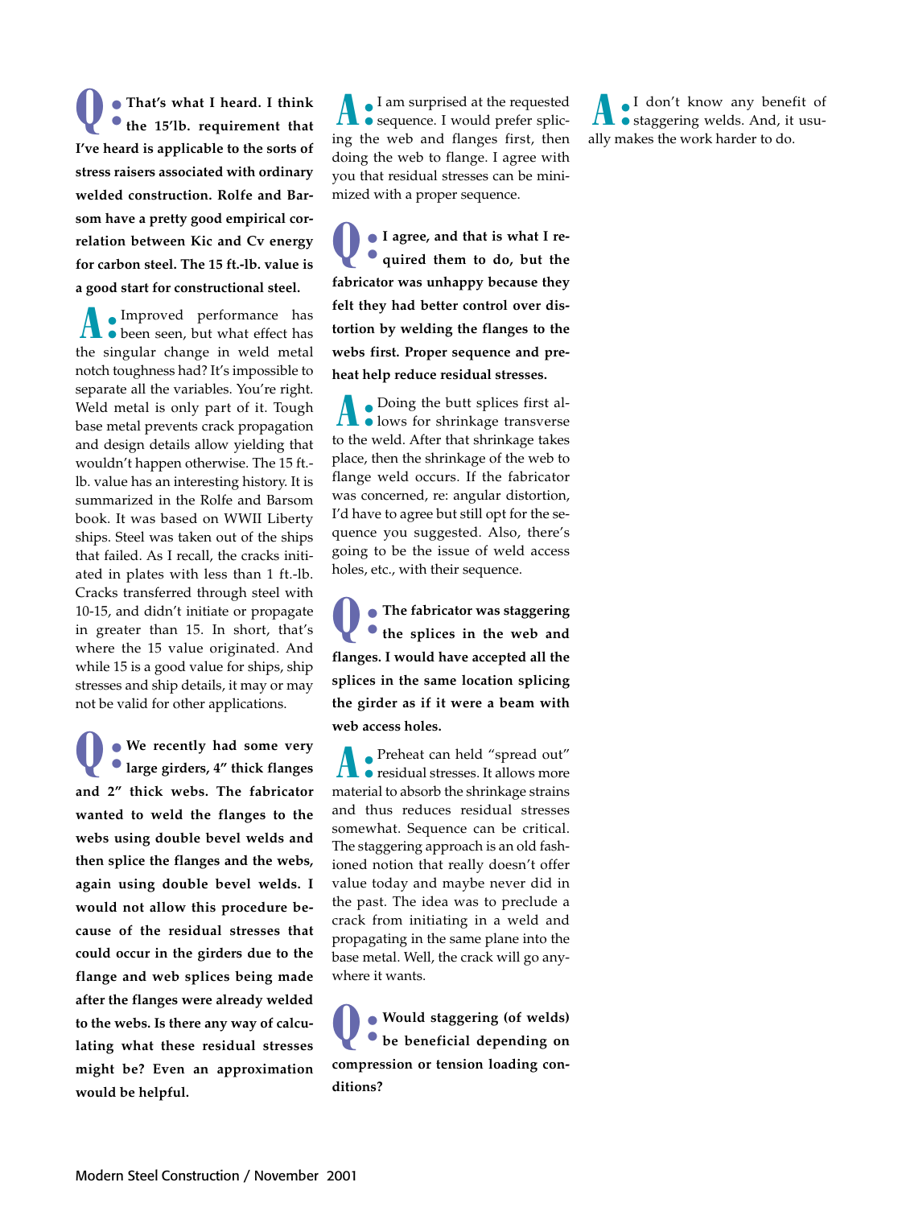**Q: That's what I heard. I think the 15'lb. requirement that I've heard is applicable to the sorts of stress raisers associated with ordinary welded construction. Rolfe and Barsom have a pretty good empirical correlation between Kic and Cv energy for carbon steel. The 15 ft.-lb. value is a good start for constructional steel.**

A: Improved performance has been seen, but what effect has the singular change in weld metal notch toughness had? It's impossible to separate all the variables. You're right. Weld metal is only part of it. Tough base metal prevents crack propagation and design details allow yielding that wouldn't happen otherwise. The 15 ft.-lb. value has an interesting history. It is summarized in the Rolfe and Barsom book. It was based on WWII Liberty ships. Steel was taken out of the ships that failed. As I recall, the cracks initiated in plates with less than 1 ft.-lb. Cracks transferred through steel with 10-15, and didn't initiate or propagate in greater than 15. In short, that's where the 15 value originated. And while 15 is a good value for ships, ship stresses and ship details, it may or may not be valid for other applications.

**Q: We recently had some very large girders, 4" thick flanges and 2" thick webs. The fabricator wanted to weld the flanges to the webs using double bevel welds and then splice the flanges and the webs, again using double bevel welds. I would not allow this procedure because of the residual stresses that could occur in the girders due to the flange and web splices being made after the flanges were already welded to the webs. Is there any way of calculating what these residual stresses might be? Even an approximation would be helpful.**

A: I am surprised at the requested sequence. I would prefer splicing the web and flanges first, then doing the web to flange. I agree with you that residual stresses can be minimized with a proper sequence.

**Q: I agree, and that is what I required them to do, but the fabricator was unhappy because they felt they had better control over distortion by welding the flanges to the webs first. Proper sequence and preheat help reduce residual stresses.**

A: Doing the butt splices first allows for shrinkage transverse to the weld. After that shrinkage takes place, then the shrinkage of the web to flange weld occurs. If the fabricator was concerned, re: angular distortion, I'd have to agree but still opt for the sequence you suggested. Also, there's going to be the issue of weld access holes, etc., with their sequence.

**Q: The fabricator was staggering the splices in the web and flanges. I would have accepted all the splices in the same location splicing the girder as if it were a beam with web access holes.**

A: Preheat can held "spread out" residual stresses. It allows more material to absorb the shrinkage strains and thus reduces residual stresses somewhat. Sequence can be critical. The staggering approach is an old fashioned notion that really doesn't offer value today and maybe never did in the past. The idea was to preclude a crack from initiating in a weld and propagating in the same plane into the base metal. Well, the crack will go anywhere it wants.

**Q: Would staggering (of welds) be beneficial depending on compression or tension loading conditions?**

A: I don't know any benefit of staggering welds. And, it usually makes the work harder to do.